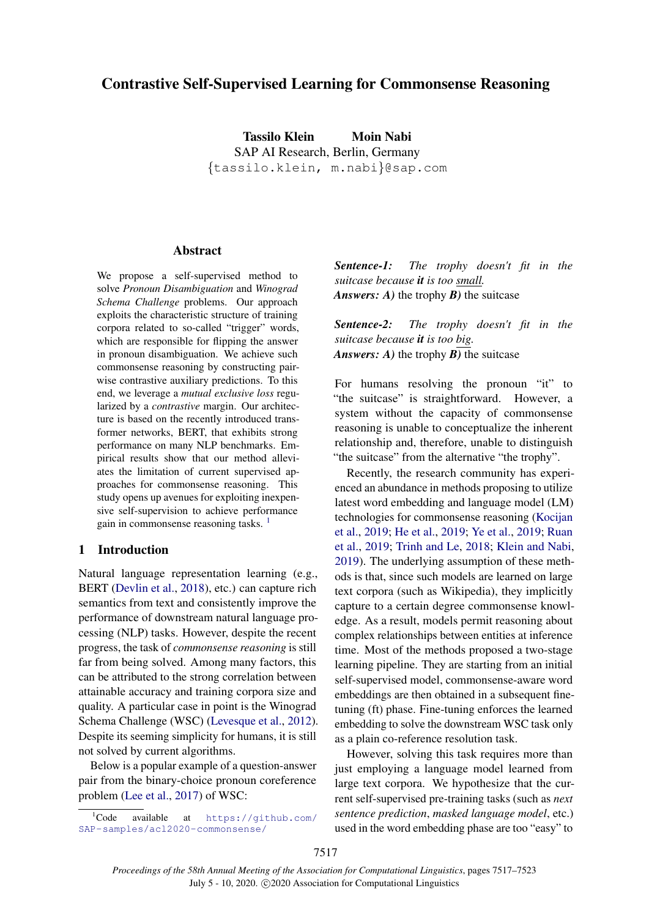# Contrastive Self-Supervised Learning for Commonsense Reasoning

**Tassilo Klein** **Moin Nabi**
SAP AI Research, Berlin, Germany
{tassilo.klein, m.nabi}@sap.com

## Abstract

We propose a self-supervised method to solve *Pronoun Disambiguation* and *Winograd Schema Challenge* problems. Our approach exploits the characteristic structure of training corpora related to so-called "trigger" words, which are responsible for flipping the answer in pronoun disambiguation. We achieve such commonsense reasoning by constructing pair-wise contrastive auxiliary predictions. To this end, we leverage a *mutual exclusive loss* regularized by a *contrastive* margin. Our architecture is based on the recently introduced transformer networks, BERT, that exhibits strong performance on many NLP benchmarks. Empirical results show that our method alleviates the limitation of current supervised approaches for commonsense reasoning. This study opens up avenues for exploiting inexpensive self-supervision to achieve performance gain in commonsense reasoning tasks. [1]

## 1 Introduction

Natural language representation learning (e.g., BERT (Devlin et al., 2018), etc.) can capture rich semantics from text and consistently improve the performance of downstream natural language processing (NLP) tasks. However, despite the recent progress, the task of *commonsense reasoning* is still far from being solved. Among many factors, this can be attributed to the strong correlation between attainable accuracy and training corpora size and quality. A particular case in point is the Winograd Schema Challenge (WSC) (Levesque et al., 2012). Despite its seeming simplicity for humans, it is still not solved by current algorithms.

Below is a popular example of a question-answer pair from the binary-choice pronoun coreference problem (Lee et al., 2017) of WSC:

***Sentence-1:*** *The trophy doesn't fit in the suitcase because **it** is too <u>small</u>.*
***Answers:*** ***A)*** the trophy ***B)*** the suitcase

***Sentence-2:*** *The trophy doesn't fit in the suitcase because **it** is too <u>big</u>.*
***Answers:*** ***A)*** the trophy ***B)*** the suitcase

For humans resolving the pronoun "it" to "the suitcase" is straightforward. However, a system without the capacity of commonsense reasoning is unable to conceptualize the inherent relationship and, therefore, unable to distinguish "the suitcase" from the alternative "the trophy".

Recently, the research community has experienced an abundance in methods proposing to utilize latest word embedding and language model (LM) technologies for commonsense reasoning (Kocijan et al., 2019; He et al., 2019; Ye et al., 2019; Ruan et al., 2019; Trinh and Le, 2018; Klein and Nabi, 2019). The underlying assumption of these methods is that, since such models are learned on large text corpora (such as Wikipedia), they implicitly capture to a certain degree commonsense knowledge. As a result, models permit reasoning about complex relationships between entities at inference time. Most of the methods proposed a two-stage learning pipeline. They are starting from an initial self-supervised model, commonsense-aware word embeddings are then obtained in a subsequent fine-tuning (ft) phase. Fine-tuning enforces the learned embedding to solve the downstream WSC task only as a plain co-reference resolution task.

However, solving this task requires more than just employing a language model learned from large text corpora. We hypothesize that the current self-supervised pre-training tasks (such as *next sentence prediction*, *masked language model*, etc.) used in the word embedding phase are too "easy" to

[1] Code available at https://github.com/SAP-samples/acl2020-commonsense/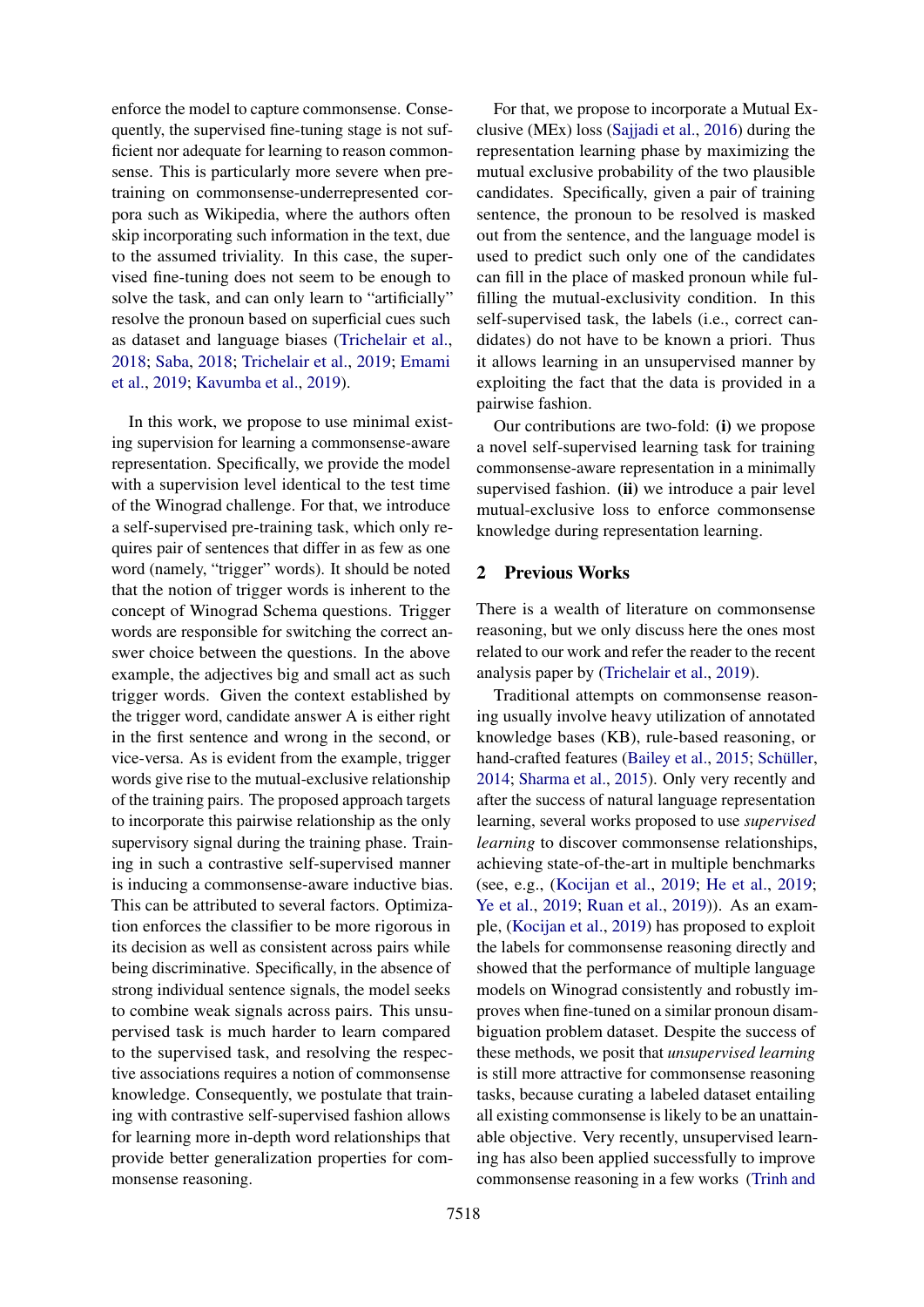enforce the model to capture commonsense. Consequently, the supervised fine-tuning stage is not sufficient nor adequate for learning to reason commonsense. This is particularly more severe when pretraining on commonsense-underrepresented corpora such as Wikipedia, where the authors often skip incorporating such information in the text, due to the assumed triviality. In this case, the supervised fine-tuning does not seem to be enough to solve the task, and can only learn to "artificially" resolve the pronoun based on superficial cues such as dataset and language biases (Trichelair et al., 2018; Saba, 2018; Trichelair et al., 2019; Emami et al., 2019; Kavumba et al., 2019).

In this work, we propose to use minimal existing supervision for learning a commonsense-aware representation. Specifically, we provide the model with a supervision level identical to the test time of the Winograd challenge. For that, we introduce a self-supervised pre-training task, which only requires pair of sentences that differ in as few as one word (namely, "trigger" words). It should be noted that the notion of trigger words is inherent to the concept of Winograd Schema questions. Trigger words are responsible for switching the correct answer choice between the questions. In the above example, the adjectives big and small act as such trigger words. Given the context established by the trigger word, candidate answer A is either right in the first sentence and wrong in the second, or vice-versa. As is evident from the example, trigger words give rise to the mutual-exclusive relationship of the training pairs. The proposed approach targets to incorporate this pairwise relationship as the only supervisory signal during the training phase. Training in such a contrastive self-supervised manner is inducing a commonsense-aware inductive bias. This can be attributed to several factors. Optimization enforces the classifier to be more rigorous in its decision as well as consistent across pairs while being discriminative. Specifically, in the absence of strong individual sentence signals, the model seeks to combine weak signals across pairs. This unsupervised task is much harder to learn compared to the supervised task, and resolving the respective associations requires a notion of commonsense knowledge. Consequently, we postulate that training with contrastive self-supervised fashion allows for learning more in-depth word relationships that provide better generalization properties for commonsense reasoning.

For that, we propose to incorporate a Mutual Exclusive (MEx) loss (Sajjadi et al., 2016) during the representation learning phase by maximizing the mutual exclusive probability of the two plausible candidates. Specifically, given a pair of training sentence, the pronoun to be resolved is masked out from the sentence, and the language model is used to predict such only one of the candidates can fill in the place of masked pronoun while fulfilling the mutual-exclusivity condition. In this self-supervised task, the labels (i.e., correct candidates) do not have to be known a priori. Thus it allows learning in an unsupervised manner by exploiting the fact that the data is provided in a pairwise fashion.

Our contributions are two-fold: **(i)** we propose a novel self-supervised learning task for training commonsense-aware representation in a minimally supervised fashion. **(ii)** we introduce a pair level mutual-exclusive loss to enforce commonsense knowledge during representation learning.

## 2 Previous Works

There is a wealth of literature on commonsense reasoning, but we only discuss here the ones most related to our work and refer the reader to the recent analysis paper by (Trichelair et al., 2019).

Traditional attempts on commonsense reasoning usually involve heavy utilization of annotated knowledge bases (KB), rule-based reasoning, or hand-crafted features (Bailey et al., 2015; Schüller, 2014; Sharma et al., 2015). Only very recently and after the success of natural language representation learning, several works proposed to use *supervised learning* to discover commonsense relationships, achieving state-of-the-art in multiple benchmarks (see, e.g., (Kocijan et al., 2019; He et al., 2019; Ye et al., 2019; Ruan et al., 2019)). As an example, (Kocijan et al., 2019) has proposed to exploit the labels for commonsense reasoning directly and showed that the performance of multiple language models on Winograd consistently and robustly improves when fine-tuned on a similar pronoun disambiguation problem dataset. Despite the success of these methods, we posit that *unsupervised learning* is still more attractive for commonsense reasoning tasks, because curating a labeled dataset entailing all existing commonsense is likely to be an unattainable objective. Very recently, unsupervised learning has also been applied successfully to improve commonsense reasoning in a few works (Trinh and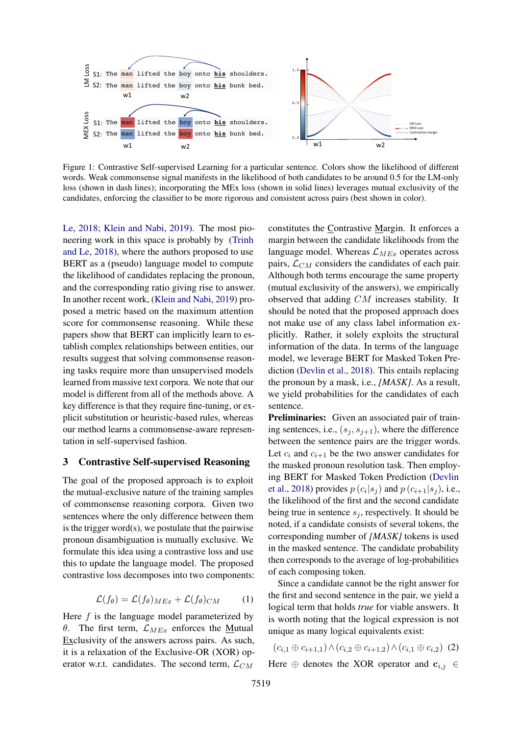Figure 1: Contrastive Self-supervised Learning for a particular sentence. Colors show the likelihood of different words. Weak commonsense signal manifests in the likelihood of both candidates to be around 0.5 for the LM-only loss (shown in dash lines); incorporating the MEx loss (shown in solid lines) leverages mutual exclusivity of the candidates, enforcing the classifier to be more rigorous and consistent across pairs (best shown in color).

Le, 2018; Klein and Nabi, 2019). The most pioneering work in this space is probably by (Trinh and Le, 2018), where the authors proposed to use BERT as a (pseudo) language model to compute the likelihood of candidates replacing the pronoun, and the corresponding ratio giving rise to answer. In another recent work, (Klein and Nabi, 2019) proposed a metric based on the maximum attention score for commonsense reasoning. While these papers show that BERT can implicitly learn to establish complex relationships between entities, our results suggest that solving commonsense reasoning tasks require more than unsupervised models learned from massive text corpora. We note that our model is different from all of the methods above. A key difference is that they require fine-tuning, or explicit substitution or heuristic-based rules, whereas our method learns a commonsense-aware representation in self-supervised fashion.

## 3 Contrastive Self-supervised Reasoning

The goal of the proposed approach is to exploit the mutual-exclusive nature of the training samples of commonsense reasoning corpora. Given two sentences where the only difference between them is the trigger word(s), we postulate that the pairwise pronoun disambiguation is mutually exclusive. We formulate this idea using a contrastive loss and use this to update the language model. The proposed contrastive loss decomposes into two components:

$$\mathcal{L}(f_\theta) = \mathcal{L}(f_\theta)_{MEx} + \mathcal{L}(f_\theta)_{CM} \tag{1}$$

Here $f$ is the language model parameterized by $\theta$. The first term, $\mathcal{L}_{MEx}$ enforces the Mutual Exclusivity of the answers across pairs. As such, it is a relaxation of the Exclusive-OR (XOR) operator w.r.t. candidates. The second term, $\mathcal{L}_{CM}$ constitutes the Contrastive Margin. It enforces a margin between the candidate likelihoods from the language model. Whereas $\mathcal{L}_{MEx}$ operates across pairs, $\mathcal{L}_{CM}$ considers the candidates of each pair. Although both terms encourage the same property (mutual exclusivity of the answers), we empirically observed that adding $CM$ increases stability. It should be noted that the proposed approach does not make use of any class label information explicitly. Rather, it solely exploits the structural information of the data. In terms of the language model, we leverage BERT for Masked Token Prediction (Devlin et al., 2018). This entails replacing the pronoun by a mask, i.e., *[MASK]*. As a result, we yield probabilities for the candidates of each sentence.

**Preliminaries:** Given an associated pair of training sentences, i.e., $(s_j, s_{j+1})$, where the difference between the sentence pairs are the trigger words. Let $c_i$ and $c_{i+1}$ be the two answer candidates for the masked pronoun resolution task. Then employing BERT for Masked Token Prediction (Devlin et al., 2018) provides $p\left(c_i|s_j\right)$ and $p\left(c_{i+1}|s_j\right)$, i.e., the likelihood of the first and the second candidate being true in sentence $s_j$, respectively. It should be noted, if a candidate consists of several tokens, the corresponding number of *[MASK]* tokens is used in the masked sentence. The candidate probability then corresponds to the average of log-probabilities of each composing token.

Since a candidate cannot be the right answer for the first and second sentence in the pair, we yield a logical term that holds *true* for viable answers. It is worth noting that the logical expression is not unique as many logical equivalents exist:

$$(c_{i,1} \oplus c_{i+1,1}) \wedge (c_{i,2} \oplus c_{i+1,2}) \wedge (c_{i,1} \oplus c_{i,2}) \tag{2}$$

Here $\oplus$ denotes the XOR operator and $\mathbf{c}_{i,j} \in$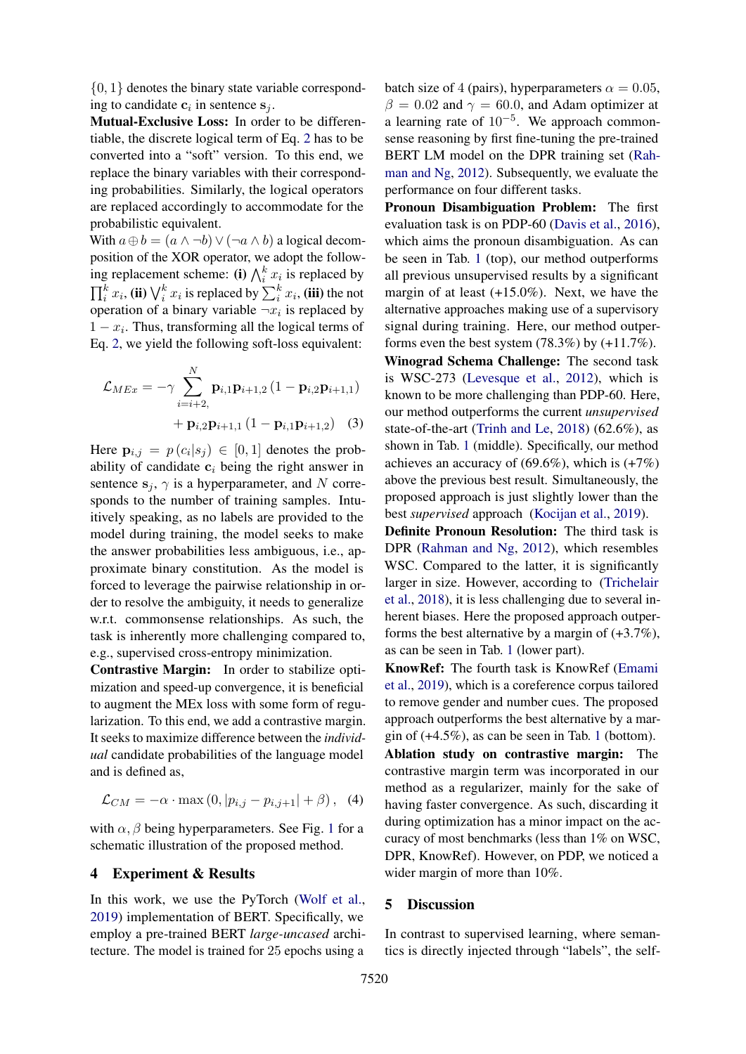$\{0, 1\}$ denotes the binary state variable corresponding to candidate $\mathbf{c}_i$ in sentence $\mathbf{s}_j$.

**Mutual-Exclusive Loss:** In order to be differentiable, the discrete logical term of Eq. 2 has to be converted into a "soft" version. To this end, we replace the binary variables with their corresponding probabilities. Similarly, the logical operators are replaced accordingly to accommodate for the probabilistic equivalent.

With $a \oplus b = (a \wedge \neg b) \vee (\neg a \wedge b)$ a logical decomposition of the XOR operator, we adopt the following replacement scheme: **(i)** $\bigwedge_i^k x_i$ is replaced by $\prod_i^k x_i$, **(ii)** $\bigvee_i^k x_i$ is replaced by $\sum_i^k x_i$, **(iii)** the not operation of a binary variable $\neg x_i$ is replaced by $1 - x_i$. Thus, transforming all the logical terms of Eq. 2, we yield the following soft-loss equivalent:

$$
\begin{aligned}
\mathcal{L}_{MEx} = -\gamma \sum_{i=i+2,}^{N} & \mathbf{p}_{i,1}\mathbf{p}_{i+1,2}\left(1 - \mathbf{p}_{i,2}\mathbf{p}_{i+1,1}\right) \\
& + \mathbf{p}_{i,2}\mathbf{p}_{i+1,1}\left(1 - \mathbf{p}_{i,1}\mathbf{p}_{i+1,2}\right) \quad (3)
\end{aligned}
$$

Here $\mathbf{p}_{i,j} = p\left(c_i | s_j\right) \in [0, 1]$ denotes the probability of candidate $\mathbf{c}_i$ being the right answer in sentence $\mathbf{s}_j$, $\gamma$ is a hyperparameter, and $N$ corresponds to the number of training samples. Intuitively speaking, as no labels are provided to the model during training, the model seeks to make the answer probabilities less ambiguous, i.e., approximate binary constitution. As the model is forced to leverage the pairwise relationship in order to resolve the ambiguity, it needs to generalize w.r.t. commonsense relationships. As such, the task is inherently more challenging compared to, e.g., supervised cross-entropy minimization.

**Contrastive Margin:** In order to stabilize optimization and speed-up convergence, it is beneficial to augment the MEx loss with some form of regularization. To this end, we add a contrastive margin. It seeks to maximize difference between the *individual* candidate probabilities of the language model and is defined as,

$$
\mathcal{L}_{CM} = -\alpha \cdot \max\left(0, |p_{i,j} - p_{i,j+1}| + \beta\right), \quad (4)
$$

with $\alpha, \beta$ being hyperparameters. See Fig. 1 for a schematic illustration of the proposed method.

## 4 Experiment & Results

In this work, we use the PyTorch (Wolf et al., 2019) implementation of BERT. Specifically, we employ a pre-trained BERT *large-uncased* architecture. The model is trained for 25 epochs using a batch size of 4 (pairs), hyperparameters $\alpha = 0.05$, $\beta = 0.02$ and $\gamma = 60.0$, and Adam optimizer at a learning rate of $10^{-5}$. We approach commonsense reasoning by first fine-tuning the pre-trained BERT LM model on the DPR training set (Rahman and Ng, 2012). Subsequently, we evaluate the performance on four different tasks.

**Pronoun Disambiguation Problem:** The first evaluation task is on PDP-60 (Davis et al., 2016), which aims the pronoun disambiguation. As can be seen in Tab. 1 (top), our method outperforms all previous unsupervised results by a significant margin of at least (+15.0%). Next, we have the alternative approaches making use of a supervisory signal during training. Here, our method outperforms even the best system (78.3%) by (+11.7%).

**Winograd Schema Challenge:** The second task is WSC-273 (Levesque et al., 2012), which is known to be more challenging than PDP-60. Here, our method outperforms the current *unsupervised* state-of-the-art (Trinh and Le, 2018) (62.6%), as shown in Tab. 1 (middle). Specifically, our method achieves an accuracy of (69.6%), which is (+7%) above the previous best result. Simultaneously, the proposed approach is just slightly lower than the best *supervised* approach (Kocijan et al., 2019).

**Definite Pronoun Resolution:** The third task is DPR (Rahman and Ng, 2012), which resembles WSC. Compared to the latter, it is significantly larger in size. However, according to (Trichelair et al., 2018), it is less challenging due to several inherent biases. Here the proposed approach outperforms the best alternative by a margin of (+3.7%), as can be seen in Tab. 1 (lower part).

**KnowRef:** The fourth task is KnowRef (Emami et al., 2019), which is a coreference corpus tailored to remove gender and number cues. The proposed approach outperforms the best alternative by a margin of (+4.5%), as can be seen in Tab. 1 (bottom).

**Ablation study on contrastive margin:** The contrastive margin term was incorporated in our method as a regularizer, mainly for the sake of having faster convergence. As such, discarding it during optimization has a minor impact on the accuracy of most benchmarks (less than 1% on WSC, DPR, KnowRef). However, on PDP, we noticed a wider margin of more than 10%.

## 5 Discussion

In contrast to supervised learning, where semantics is directly injected through "labels", the self-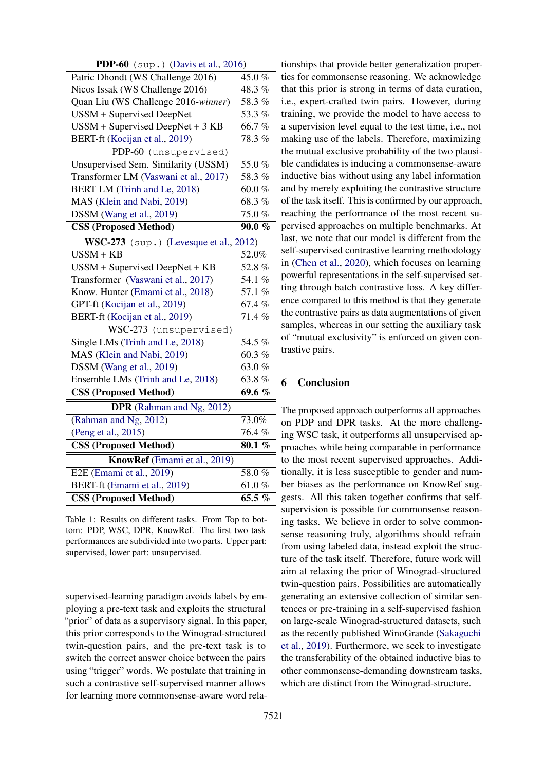| PDP-60 (sup.) (Davis et al., 2016) | |
|---|---|
| Patric Dhondt (WS Challenge 2016) | 45.0 % |
| Nicos Issak (WS Challenge 2016) | 48.3 % |
| Quan Liu (WS Challenge 2016-*winner*) | 58.3 % |
| USSM + Supervised DeepNet | 53.3 % |
| USSM + Supervised DeepNet + 3 KB | 66.7 % |
| BERT-ft (Kocijan et al., 2019) | 78.3 % |
| PDP-60 (unsupervised) | |
| Unsupervised Sem. Similarity (USSM) | 55.0 % |
| Transformer LM (Vaswani et al., 2017) | 58.3 % |
| BERT LM (Trinh and Le, 2018) | 60.0 % |
| MAS (Klein and Nabi, 2019) | 68.3 % |
| DSSM (Wang et al., 2019) | 75.0 % |
| **CSS (Proposed Method)** | **90.0 %** |
| **WSC-273** (sup.) (Levesque et al., 2012) | |
| USSM + KB | 52.0% |
| USSM + Supervised DeepNet + KB | 52.8 % |
| Transformer (Vaswani et al., 2017) | 54.1 % |
| Know. Hunter (Emami et al., 2018) | 57.1 % |
| GPT-ft (Kocijan et al., 2019) | 67.4 % |
| BERT-ft (Kocijan et al., 2019) | 71.4 % |
| WSC-273 (unsupervised) | |
| Single LMs (Trinh and Le, 2018) | 54.5 % |
| MAS (Klein and Nabi, 2019) | 60.3 % |
| DSSM (Wang et al., 2019) | 63.0 % |
| Ensemble LMs (Trinh and Le, 2018) | 63.8 % |
| **CSS (Proposed Method)** | **69.6 %** |
| **DPR** (Rahman and Ng, 2012) | |
| (Rahman and Ng, 2012) | 73.0% |
| (Peng et al., 2015) | 76.4 % |
| **CSS (Proposed Method)** | **80.1 %** |
| **KnowRef** (Emami et al., 2019) | |
| E2E (Emami et al., 2019) | 58.0 % |
| BERT-ft (Emami et al., 2019) | 61.0 % |
| **CSS (Proposed Method)** | **65.5 %** |

Table 1: Results on different tasks. From Top to bottom: PDP, WSC, DPR, KnowRef. The first two task performances are subdivided into two parts. Upper part: supervised, lower part: unsupervised.

supervised-learning paradigm avoids labels by employing a pre-text task and exploits the structural "prior" of data as a supervisory signal. In this paper, this prior corresponds to the Winograd-structured twin-question pairs, and the pre-text task is to switch the correct answer choice between the pairs using "trigger" words. We postulate that training in such a contrastive self-supervised manner allows for learning more commonsense-aware word relationships that provide better generalization properties for commonsense reasoning. We acknowledge that this prior is strong in terms of data curation, i.e., expert-crafted twin pairs. However, during training, we provide the model to have access to a supervision level equal to the test time, i.e., not making use of the labels. Therefore, maximizing the mutual exclusive probability of the two plausible candidates is inducing a commonsense-aware inductive bias without using any label information and by merely exploiting the contrastive structure of the task itself. This is confirmed by our approach, reaching the performance of the most recent supervised approaches on multiple benchmarks. At last, we note that our model is different from the self-supervised contrastive learning methodology in (Chen et al., 2020), which focuses on learning powerful representations in the self-supervised setting through batch contrastive loss. A key difference compared to this method is that they generate the contrastive pairs as data augmentations of given samples, whereas in our setting the auxiliary task of "mutual exclusivity" is enforced on given contrastive pairs.

## 6 Conclusion

The proposed approach outperforms all approaches on PDP and DPR tasks. At the more challenging WSC task, it outperforms all unsupervised approaches while being comparable in performance to the most recent supervised approaches. Additionally, it is less susceptible to gender and number biases as the performance on KnowRef suggests. All this taken together confirms that self-supervision is possible for commonsense reasoning tasks. We believe in order to solve commonsense reasoning truly, algorithms should refrain from using labeled data, instead exploit the structure of the task itself. Therefore, future work will aim at relaxing the prior of Winograd-structured twin-question pairs. Possibilities are automatically generating an extensive collection of similar sentences or pre-training in a self-supervised fashion on large-scale Winograd-structured datasets, such as the recently published WinoGrande (Sakaguchi et al., 2019). Furthermore, we seek to investigate the transferability of the obtained inductive bias to other commonsense-demanding downstream tasks, which are distinct from the Winograd-structure.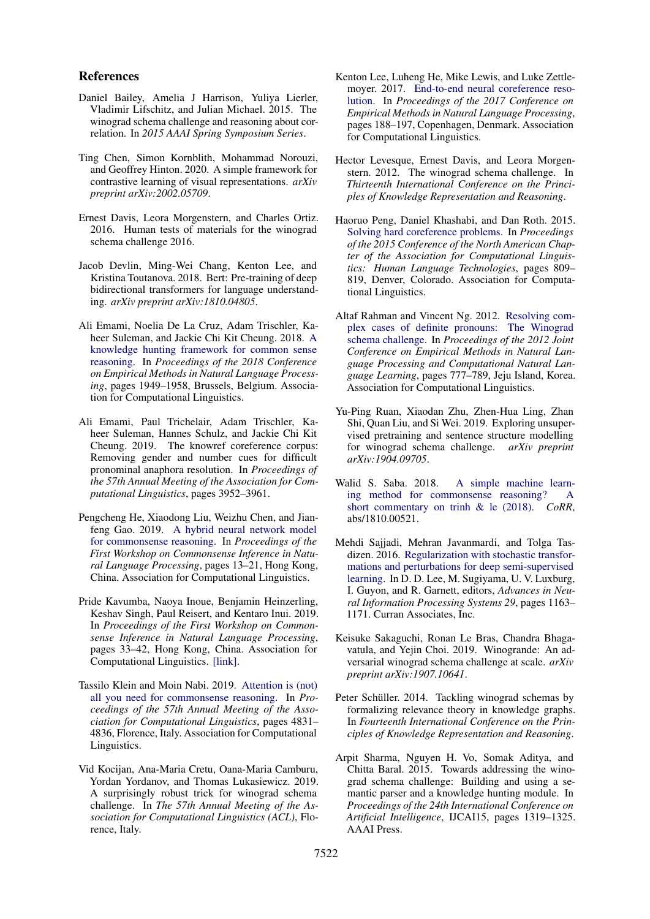## References

Daniel Bailey, Amelia J Harrison, Yuliya Lierler, Vladimir Lifschitz, and Julian Michael. 2015. The winograd schema challenge and reasoning about correlation. In *2015 AAAI Spring Symposium Series*.

Ting Chen, Simon Kornblith, Mohammad Norouzi, and Geoffrey Hinton. 2020. A simple framework for contrastive learning of visual representations. *arXiv preprint arXiv:2002.05709*.

Ernest Davis, Leora Morgenstern, and Charles Ortiz. 2016. Human tests of materials for the winograd schema challenge 2016.

Jacob Devlin, Ming-Wei Chang, Kenton Lee, and Kristina Toutanova. 2018. Bert: Pre-training of deep bidirectional transformers for language understanding. *arXiv preprint arXiv:1810.04805*.

Ali Emami, Noelia De La Cruz, Adam Trischler, Kaheer Suleman, and Jackie Chi Kit Cheung. 2018. A knowledge hunting framework for common sense reasoning. In *Proceedings of the 2018 Conference on Empirical Methods in Natural Language Processing*, pages 1949–1958, Brussels, Belgium. Association for Computational Linguistics.

Ali Emami, Paul Trichelair, Adam Trischler, Kaheer Suleman, Hannes Schulz, and Jackie Chi Kit Cheung. 2019. The knowref coreference corpus: Removing gender and number cues for difficult pronominal anaphora resolution. In *Proceedings of the 57th Annual Meeting of the Association for Computational Linguistics*, pages 3952–3961.

Pengcheng He, Xiaodong Liu, Weizhu Chen, and Jianfeng Gao. 2019. A hybrid neural network model for commonsense reasoning. In *Proceedings of the First Workshop on Commonsense Inference in Natural Language Processing*, pages 13–21, Hong Kong, China. Association for Computational Linguistics.

Pride Kavumba, Naoya Inoue, Benjamin Heinzerling, Keshav Singh, Paul Reisert, and Kentaro Inui. 2019. In *Proceedings of the First Workshop on Commonsense Inference in Natural Language Processing*, pages 33–42, Hong Kong, China. Association for Computational Linguistics. [link].

Tassilo Klein and Moin Nabi. 2019. Attention is (not) all you need for commonsense reasoning. In *Proceedings of the 57th Annual Meeting of the Association for Computational Linguistics*, pages 4831–4836, Florence, Italy. Association for Computational Linguistics.

Vid Kocijan, Ana-Maria Cretu, Oana-Maria Camburu, Yordan Yordanov, and Thomas Lukasiewicz. 2019. A surprisingly robust trick for winograd schema challenge. In *The 57th Annual Meeting of the Association for Computational Linguistics (ACL)*, Florence, Italy.

Kenton Lee, Luheng He, Mike Lewis, and Luke Zettlemoyer. 2017. End-to-end neural coreference resolution. In *Proceedings of the 2017 Conference on Empirical Methods in Natural Language Processing*, pages 188–197, Copenhagen, Denmark. Association for Computational Linguistics.

Hector Levesque, Ernest Davis, and Leora Morgenstern. 2012. The winograd schema challenge. In *Thirteenth International Conference on the Principles of Knowledge Representation and Reasoning*.

Haoruo Peng, Daniel Khashabi, and Dan Roth. 2015. Solving hard coreference problems. In *Proceedings of the 2015 Conference of the North American Chapter of the Association for Computational Linguistics: Human Language Technologies*, pages 809–819, Denver, Colorado. Association for Computational Linguistics.

Altaf Rahman and Vincent Ng. 2012. Resolving complex cases of definite pronouns: The Winograd schema challenge. In *Proceedings of the 2012 Joint Conference on Empirical Methods in Natural Language Processing and Computational Natural Language Learning*, pages 777–789, Jeju Island, Korea. Association for Computational Linguistics.

Yu-Ping Ruan, Xiaodan Zhu, Zhen-Hua Ling, Zhan Shi, Quan Liu, and Si Wei. 2019. Exploring unsupervised pretraining and sentence structure modelling for winograd schema challenge. *arXiv preprint arXiv:1904.09705*.

Walid S. Saba. 2018. A simple machine learning method for commonsense reasoning? A short commentary on trinh & le (2018). *CoRR*, abs/1810.00521.

Mehdi Sajjadi, Mehran Javanmardi, and Tolga Tasdizen. 2016. Regularization with stochastic transformations and perturbations for deep semi-supervised learning. In D. D. Lee, M. Sugiyama, U. V. Luxburg, I. Guyon, and R. Garnett, editors, *Advances in Neural Information Processing Systems 29*, pages 1163–1171. Curran Associates, Inc.

Keisuke Sakaguchi, Ronan Le Bras, Chandra Bhagavatula, and Yejin Choi. 2019. Winogrande: An adversarial winograd schema challenge at scale. *arXiv preprint arXiv:1907.10641*.

Peter Schüller. 2014. Tackling winograd schemas by formalizing relevance theory in knowledge graphs. In *Fourteenth International Conference on the Principles of Knowledge Representation and Reasoning*.

Arpit Sharma, Nguyen H. Vo, Somak Aditya, and Chitta Baral. 2015. Towards addressing the winograd schema challenge: Building and using a semantic parser and a knowledge hunting module. In *Proceedings of the 24th International Conference on Artificial Intelligence*, IJCAI15, pages 1319–1325. AAAI Press.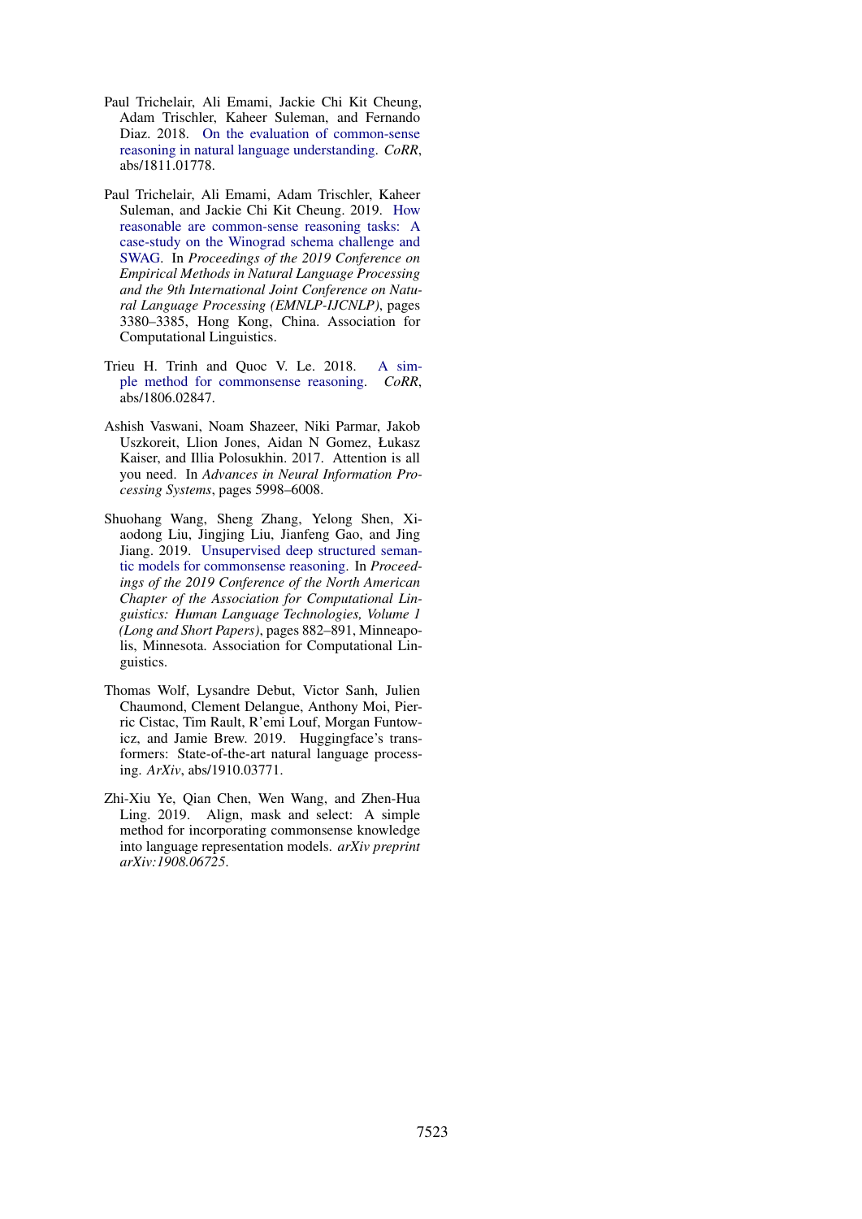Paul Trichelair, Ali Emami, Jackie Chi Kit Cheung, Adam Trischler, Kaheer Suleman, and Fernando Diaz. 2018. On the evaluation of common-sense reasoning in natural language understanding. *CoRR*, abs/1811.01778.

Paul Trichelair, Ali Emami, Adam Trischler, Kaheer Suleman, and Jackie Chi Kit Cheung. 2019. How reasonable are common-sense reasoning tasks: A case-study on the Winograd schema challenge and SWAG. In *Proceedings of the 2019 Conference on Empirical Methods in Natural Language Processing and the 9th International Joint Conference on Natural Language Processing (EMNLP-IJCNLP)*, pages 3380–3385, Hong Kong, China. Association for Computational Linguistics.

Trieu H. Trinh and Quoc V. Le. 2018. A simple method for commonsense reasoning. *CoRR*, abs/1806.02847.

Ashish Vaswani, Noam Shazeer, Niki Parmar, Jakob Uszkoreit, Llion Jones, Aidan N Gomez, Łukasz Kaiser, and Illia Polosukhin. 2017. Attention is all you need. In *Advances in Neural Information Processing Systems*, pages 5998–6008.

Shuohang Wang, Sheng Zhang, Yelong Shen, Xiaodong Liu, Jingjing Liu, Jianfeng Gao, and Jing Jiang. 2019. Unsupervised deep structured semantic models for commonsense reasoning. In *Proceedings of the 2019 Conference of the North American Chapter of the Association for Computational Linguistics: Human Language Technologies, Volume 1 (Long and Short Papers)*, pages 882–891, Minneapolis, Minnesota. Association for Computational Linguistics.

Thomas Wolf, Lysandre Debut, Victor Sanh, Julien Chaumond, Clement Delangue, Anthony Moi, Pierric Cistac, Tim Rault, R'emi Louf, Morgan Funtowicz, and Jamie Brew. 2019. Huggingface's transformers: State-of-the-art natural language processing. *ArXiv*, abs/1910.03771.

Zhi-Xiu Ye, Qian Chen, Wen Wang, and Zhen-Hua Ling. 2019. Align, mask and select: A simple method for incorporating commonsense knowledge into language representation models. *arXiv preprint arXiv:1908.06725*.